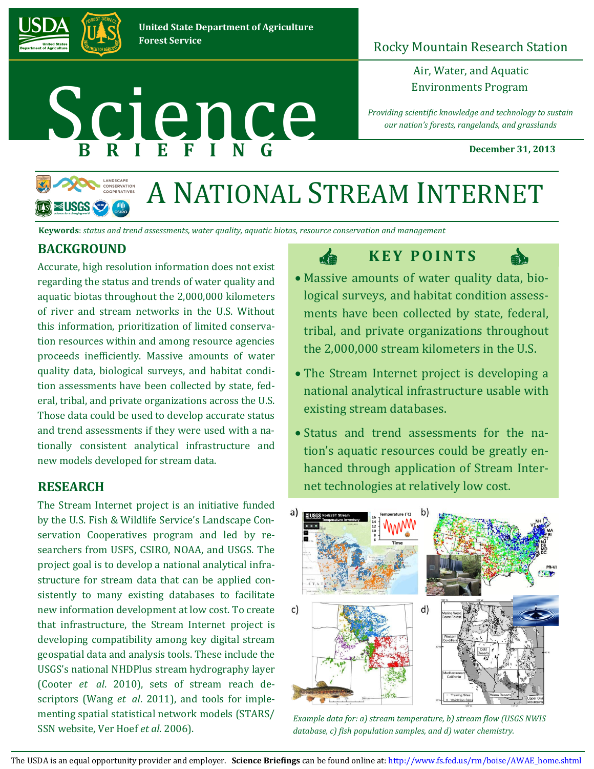United State Department of Agriculture
Forest Service

Rocky Mountain Research Station

Air, Water, and Aquatic Environments Program

*Providing scientific knowledge and technology to sustain our nation's forests, rangelands, and grasslands*

# Science BRIEFING

**December 31, 2013**

# A NATIONAL STREAM INTERNET

**Keywords**: *status and trend assessments, water quality, aquatic biotas, resource conservation and management*

## BACKGROUND

Accurate, high resolution information does not exist regarding the status and trends of water quality and aquatic biotas throughout the 2,000,000 kilometers of river and stream networks in the U.S. Without this information, prioritization of limited conservation resources within and among resource agencies proceeds inefficiently. Massive amounts of water quality data, biological surveys, and habitat condition assessments have been collected by state, federal, tribal, and private organizations across the U.S. Those data could be used to develop accurate status and trend assessments if they were used with a nationally consistent analytical infrastructure and new models developed for stream data.

## RESEARCH

The Stream Internet project is an initiative funded by the U.S. Fish & Wildlife Service's Landscape Conservation Cooperatives program and led by researchers from USFS, CSIRO, NOAA, and USGS. The project goal is to develop a national analytical infrastructure for stream data that can be applied consistently to many existing databases to facilitate new information development at low cost. To create that infrastructure, the Stream Internet project is developing compatibility among key digital stream geospatial data and analysis tools. These include the USGS's national NHDPlus stream hydrography layer (Cooter *et al*. 2010), sets of stream reach descriptors (Wang *et al*. 2011), and tools for implementing spatial statistical network models (STARS/SSN website, Ver Hoef *et al*. 2006).

## KEY POINTS

- Massive amounts of water quality data, biological surveys, and habitat condition assessments have been collected by state, federal, tribal, and private organizations throughout the 2,000,000 stream kilometers in the U.S.
- The Stream Internet project is developing a national analytical infrastructure usable with existing stream databases.
- Status and trend assessments for the nation's aquatic resources could be greatly enhanced through application of Stream Internet technologies at relatively low cost.

*Example data for: a) stream temperature, b) stream flow (USGS NWIS database, c) fish population samples, and d) water chemistry.*

The USDA is an equal opportunity provider and employer. **Science Briefings** can be found online at: http://www.fs.fed.us/rm/boise/AWAE_home.shtml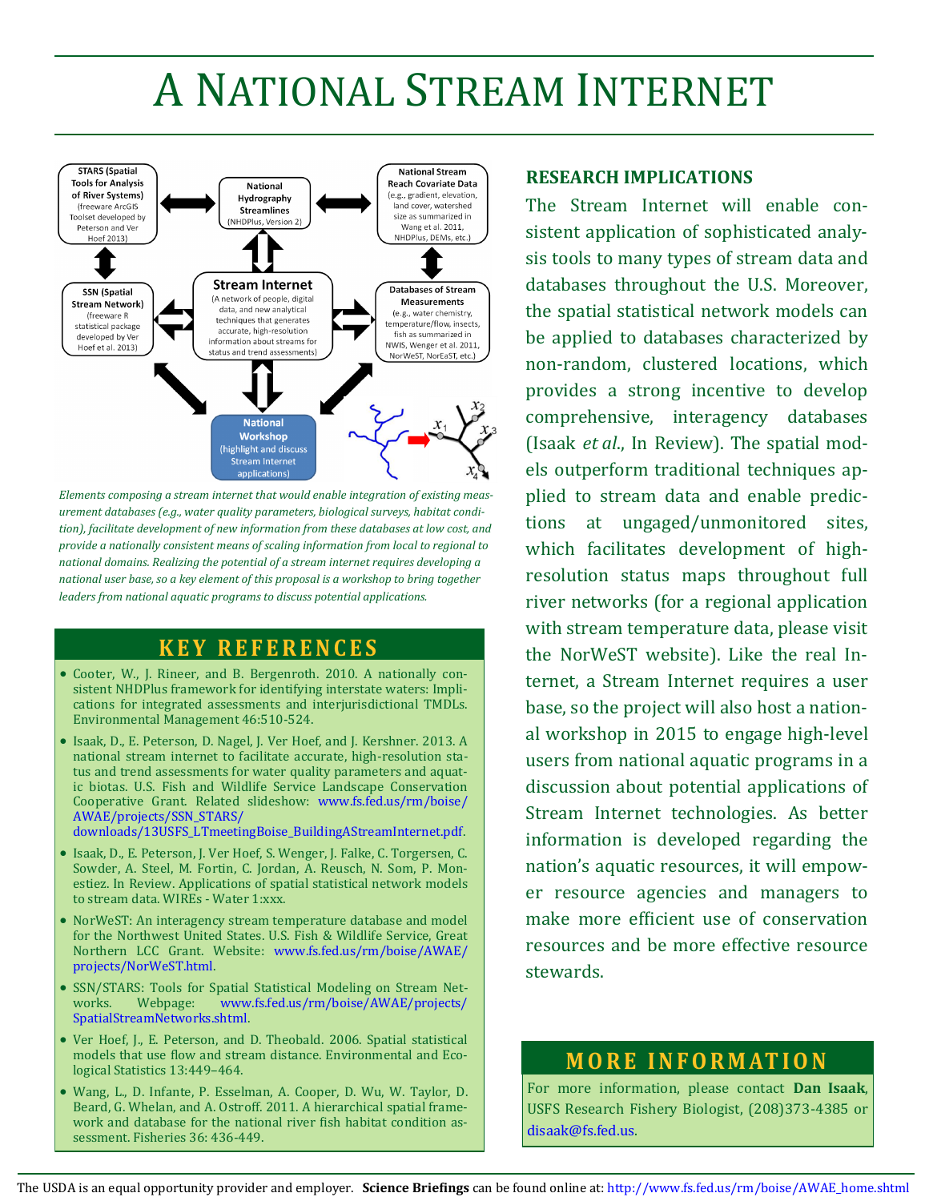# A National Stream Internet

STARS (Spatial Tools for Analysis of River Systems) (freeware ArcGIS Toolset developed by Peterson and Ver Hoef 2013)

National Hydrography Streamlines (NHDPlus, Version 2)

National Stream Reach Covariate Data (e.g., gradient, elevation, land cover, watershed size as summarized in Wang et al. 2011, NHDPlus, DEMs, etc.)

SSN (Spatial Stream Network) (freeware R statistical package developed by Ver Hoef et al. 2013)

Stream Internet (A network of people, digital data, and new analytical techniques that generates accurate, high-resolution information about streams for status and trend assessments)

Databases of Stream Measurements (e.g., water chemistry, temperature/flow, insects, fish as summarized in NWIS, Wenger et al. 2011, NorWeST, NorEaST, etc.)

National Workshop (highlight and discuss Stream Internet applications)

$x_1$ $x_2$ $x_3$ $x_4$

*Elements composing a stream internet that would enable integration of existing measurement databases (e.g., water quality parameters, biological surveys, habitat condition), facilitate development of new information from these databases at low cost, and provide a nationally consistent means of scaling information from local to regional to national domains. Realizing the potential of a stream internet requires developing a national user base, so a key element of this proposal is a workshop to bring together leaders from national aquatic programs to discuss potential applications.*

## Key References

- Cooter, W., J. Rineer, and B. Bergenroth. 2010. A nationally consistent NHDPlus framework for identifying interstate waters: Implications for integrated assessments and interjurisdictional TMDLs. Environmental Management 46:510-524.
- Isaak, D., E. Peterson, D. Nagel, J. Ver Hoef, and J. Kershner. 2013. A national stream internet to facilitate accurate, high-resolution status and trend assessments for water quality parameters and aquatic biotas. U.S. Fish and Wildlife Service Landscape Conservation Cooperative Grant. Related slideshow: www.fs.fed.us/rm/boise/AWAE/projects/SSN_STARS/downloads/13USFS_LTmeetingBoise_BuildingAStreamInternet.pdf.
- Isaak, D., E. Peterson, J. Ver Hoef, S. Wenger, J. Falke, C. Torgersen, C. Sowder, A. Steel, M. Fortin, C. Jordan, A. Reusch, N. Som, P. Monestiez. In Review. Applications of spatial statistical network models to stream data. WIREs - Water 1:xxx.
- NorWeST: An interagency stream temperature database and model for the Northwest United States. U.S. Fish & Wildlife Service, Great Northern LCC Grant. Website: www.fs.fed.us/rm/boise/AWAE/projects/NorWeST.html.
- SSN/STARS: Tools for Spatial Statistical Modeling on Stream Networks. Webpage: www.fs.fed.us/rm/boise/AWAE/projects/SpatialStreamNetworks.shtml.
- Ver Hoef, J., E. Peterson, and D. Theobald. 2006. Spatial statistical models that use flow and stream distance. Environmental and Ecological Statistics 13:449–464.
- Wang, L., D. Infante, P. Esselman, A. Cooper, D. Wu, W. Taylor, D. Beard, G. Whelan, and A. Ostroff. 2011. A hierarchical spatial framework and database for the national river fish habitat condition assessment. Fisheries 36: 436-449.

## Research Implications

The Stream Internet will enable consistent application of sophisticated analysis tools to many types of stream data and databases throughout the U.S. Moreover, the spatial statistical network models can be applied to databases characterized by non-random, clustered locations, which provides a strong incentive to develop comprehensive, interagency databases (Isaak *et al*., In Review). The spatial models outperform traditional techniques applied to stream data and enable predictions at ungaged/unmonitored sites, which facilitates development of high-resolution status maps throughout full river networks (for a regional application with stream temperature data, please visit the NorWeST website). Like the real Internet, a Stream Internet requires a user base, so the project will also host a national workshop in 2015 to engage high-level users from national aquatic programs in a discussion about potential applications of Stream Internet technologies. As better information is developed regarding the nation's aquatic resources, it will empower resource agencies and managers to make more efficient use of conservation resources and be more effective resource stewards.

## More Information

For more information, please contact **Dan Isaak**, USFS Research Fishery Biologist, (208)373-4385 or disaak@fs.fed.us.

The USDA is an equal opportunity provider and employer. **Science Briefings** can be found online at: http://www.fs.fed.us/rm/boise/AWAE_home.shtml